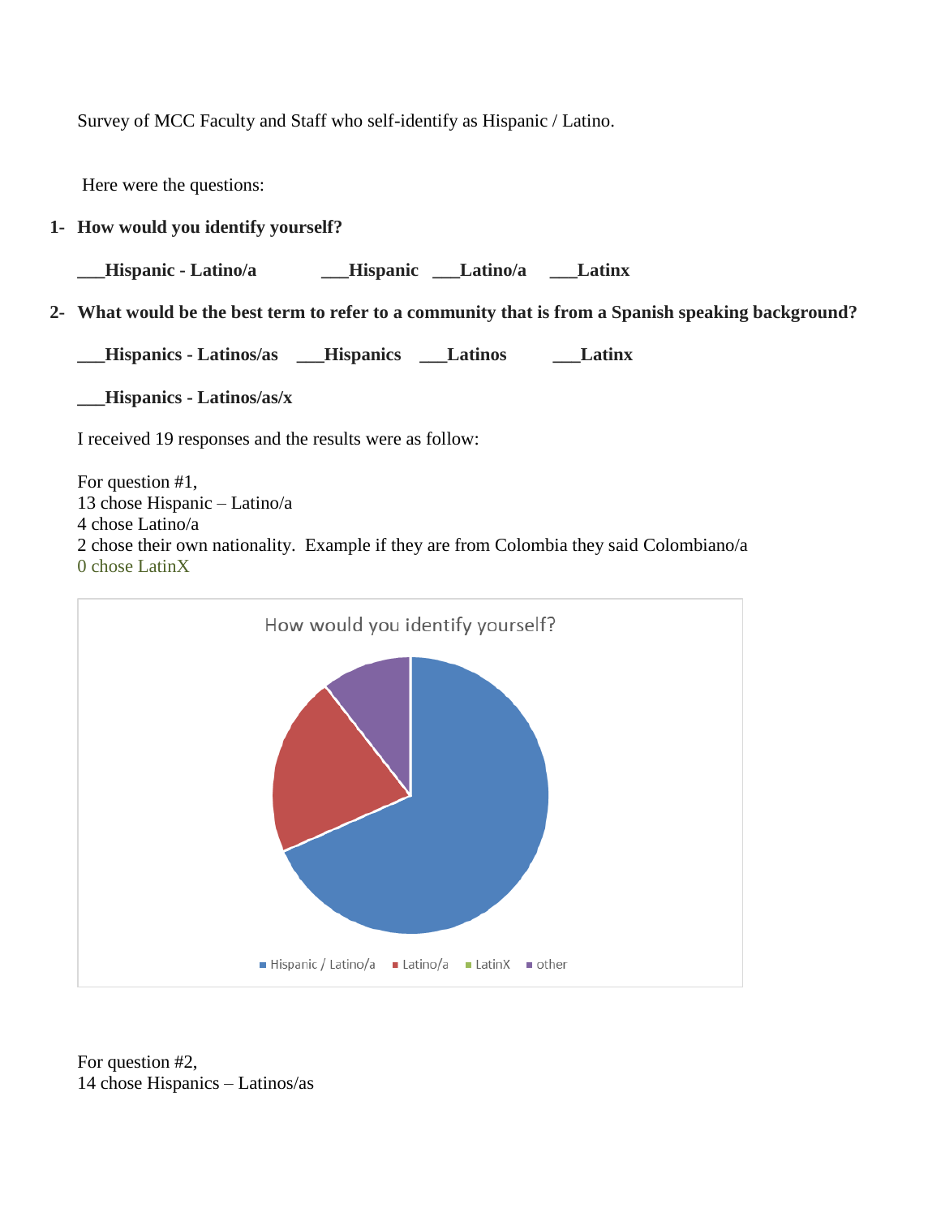Survey of MCC Faculty and Staff who self-identify as Hispanic / Latino.

Here were the questions:

1- **How would you identify yourself?**

**___Hispanic - Latino/a ___Hispanic ___Latino/a ___Latinx**

2- **What would be the best term to refer to a community that is from a Spanish speaking background?**

**___Hispanics - Latinos/as ___Hispanics ___Latinos ___Latinx**

**___Hispanics - Latinos/as/x**

I received 19 responses and the results were as follow:

For question #1,
13 chose Hispanic – Latino/a
4 chose Latino/a
2 chose their own nationality. Example if they are from Colombia they said Colombiano/a
0 chose LatinX

How would you identify yourself?

Hispanic / Latino/a, Latino/a, LatinX, other

For question #2,
14 chose Hispanics – Latinos/as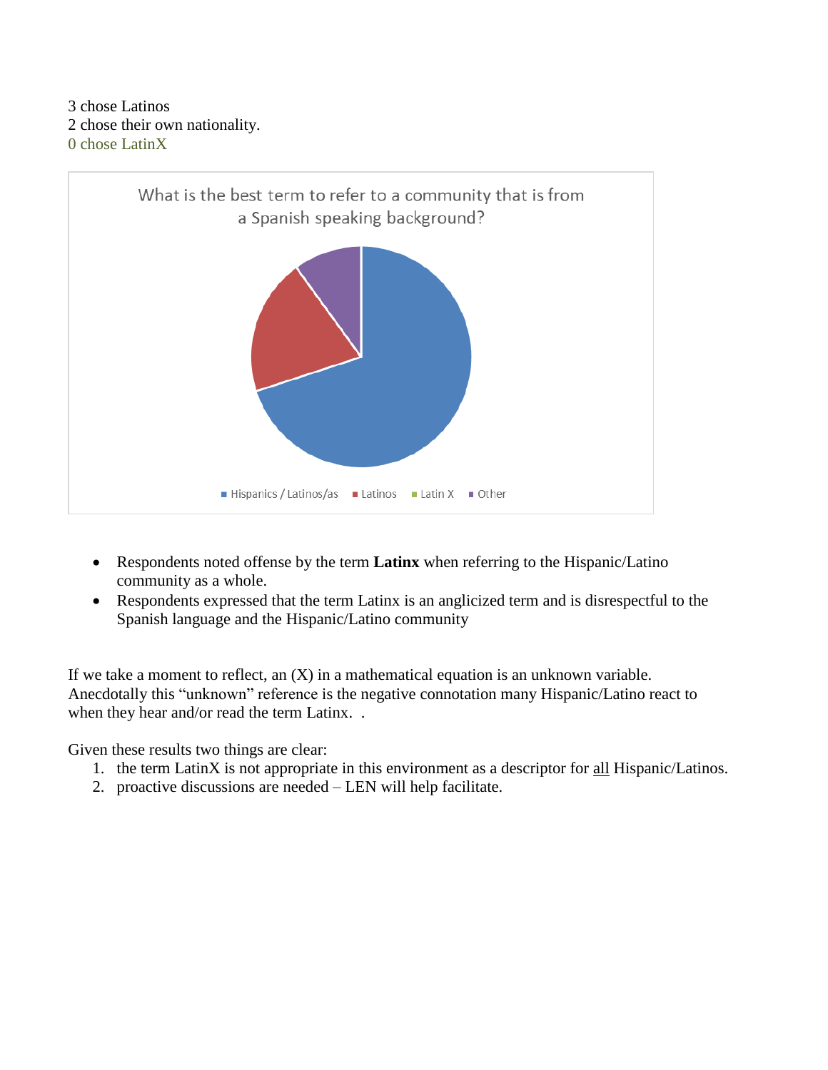3 chose Latinos
2 chose their own nationality.
0 chose LatinX

What is the best term to refer to a community that is from a Spanish speaking background?

Hispanics / Latinos/as
Latinos
Latin X
Other

- Respondents noted offense by the term **Latinx** when referring to the Hispanic/Latino community as a whole.
- Respondents expressed that the term Latinx is an anglicized term and is disrespectful to the Spanish language and the Hispanic/Latino community

If we take a moment to reflect, an (X) in a mathematical equation is an unknown variable. Anecdotally this "unknown" reference is the negative connotation many Hispanic/Latino react to when they hear and/or read the term Latinx. .

Given these results two things are clear:

1. the term LatinX is not appropriate in this environment as a descriptor for <u>all</u> Hispanic/Latinos.
2. proactive discussions are needed – LEN will help facilitate.